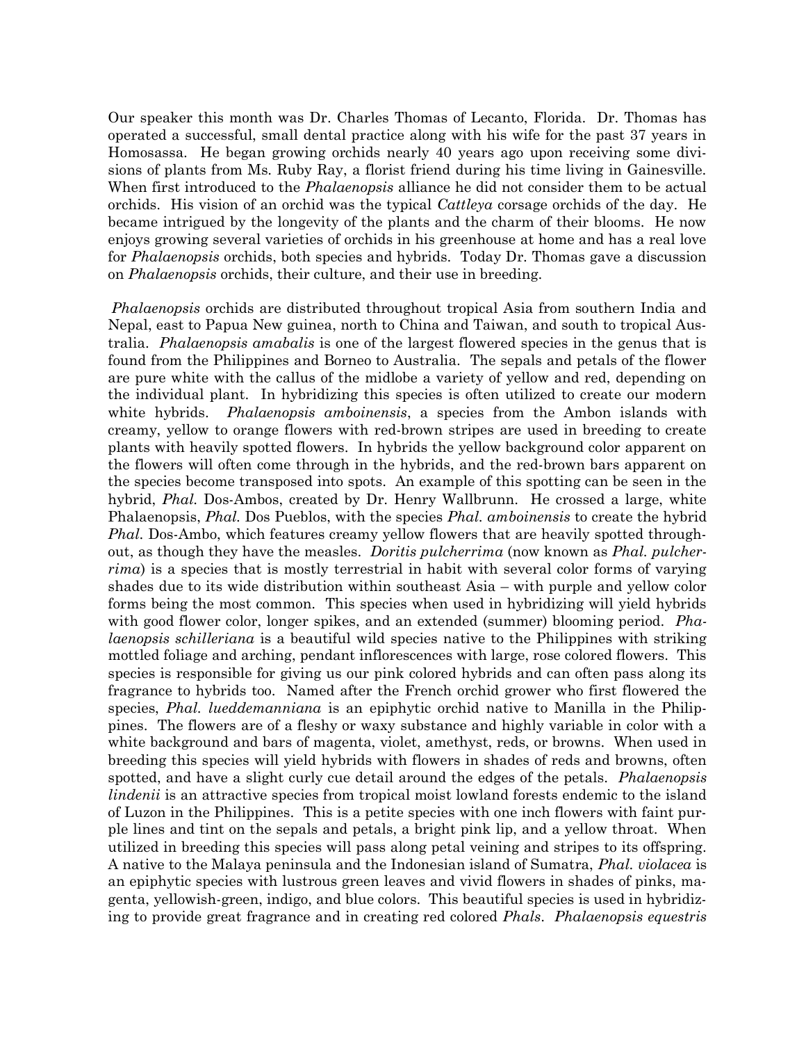Our speaker this month was Dr. Charles Thomas of Lecanto, Florida. Dr. Thomas has operated a successful, small dental practice along with his wife for the past 37 years in Homosassa. He began growing orchids nearly 40 years ago upon receiving some divisions of plants from Ms. Ruby Ray, a florist friend during his time living in Gainesville. When first introduced to the *Phalaenopsis* alliance he did not consider them to be actual orchids. His vision of an orchid was the typical *Cattleya* corsage orchids of the day. He became intrigued by the longevity of the plants and the charm of their blooms. He now enjoys growing several varieties of orchids in his greenhouse at home and has a real love for *Phalaenopsis* orchids, both species and hybrids. Today Dr. Thomas gave a discussion on *Phalaenopsis* orchids, their culture, and their use in breeding.

*Phalaenopsis* orchids are distributed throughout tropical Asia from southern India and Nepal, east to Papua New guinea, north to China and Taiwan, and south to tropical Australia. *Phalaenopsis amabalis* is one of the largest flowered species in the genus that is found from the Philippines and Borneo to Australia. The sepals and petals of the flower are pure white with the callus of the midlobe a variety of yellow and red, depending on the individual plant. In hybridizing this species is often utilized to create our modern white hybrids. *Phalaenopsis amboinensis*, a species from the Ambon islands with creamy, yellow to orange flowers with red-brown stripes are used in breeding to create plants with heavily spotted flowers. In hybrids the yellow background color apparent on the flowers will often come through in the hybrids, and the red-brown bars apparent on the species become transposed into spots. An example of this spotting can be seen in the hybrid, *Phal.* Dos-Ambos, created by Dr. Henry Wallbrunn. He crossed a large, white Phalaenopsis, *Phal.* Dos Pueblos, with the species *Phal. amboinensis* to create the hybrid *Phal.* Dos-Ambo, which features creamy yellow flowers that are heavily spotted throughout, as though they have the measles. *Doritis pulcherrima* (now known as *Phal. pulcherrima*) is a species that is mostly terrestrial in habit with several color forms of varying shades due to its wide distribution within southeast Asia – with purple and yellow color forms being the most common. This species when used in hybridizing will yield hybrids with good flower color, longer spikes, and an extended (summer) blooming period. *Phalaenopsis schilleriana* is a beautiful wild species native to the Philippines with striking mottled foliage and arching, pendant inflorescences with large, rose colored flowers. This species is responsible for giving us our pink colored hybrids and can often pass along its fragrance to hybrids too. Named after the French orchid grower who first flowered the species, *Phal. lueddemanniana* is an epiphytic orchid native to Manilla in the Philippines. The flowers are of a fleshy or waxy substance and highly variable in color with a white background and bars of magenta, violet, amethyst, reds, or browns. When used in breeding this species will yield hybrids with flowers in shades of reds and browns, often spotted, and have a slight curly cue detail around the edges of the petals. *Phalaenopsis lindenii* is an attractive species from tropical moist lowland forests endemic to the island of Luzon in the Philippines. This is a petite species with one inch flowers with faint purple lines and tint on the sepals and petals, a bright pink lip, and a yellow throat. When utilized in breeding this species will pass along petal veining and stripes to its offspring. A native to the Malaya peninsula and the Indonesian island of Sumatra, *Phal. violacea* is an epiphytic species with lustrous green leaves and vivid flowers in shades of pinks, magenta, yellowish-green, indigo, and blue colors. This beautiful species is used in hybridizing to provide great fragrance and in creating red colored *Phals*. *Phalaenopsis equestris*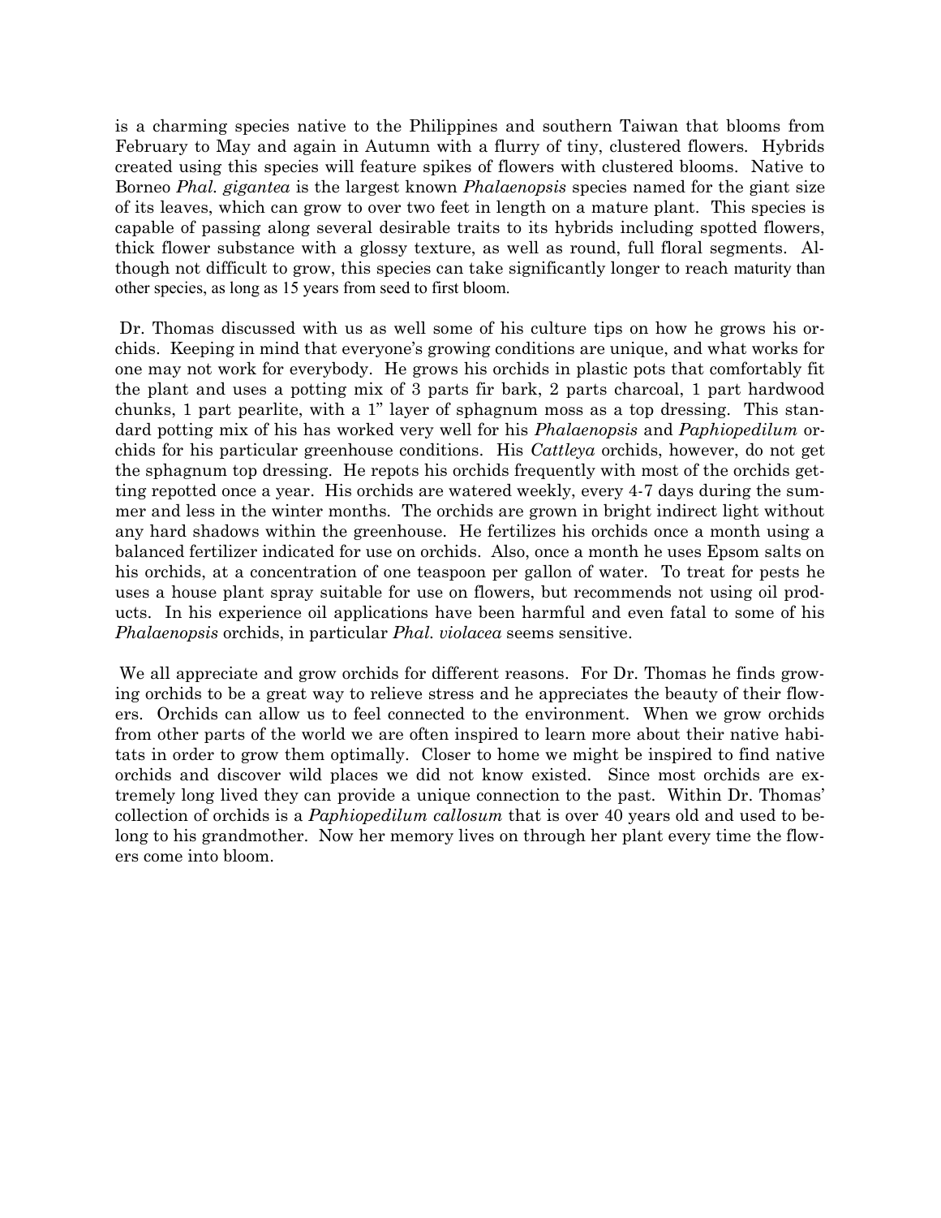is a charming species native to the Philippines and southern Taiwan that blooms from February to May and again in Autumn with a flurry of tiny, clustered flowers. Hybrids created using this species will feature spikes of flowers with clustered blooms. Native to Borneo *Phal. gigantea* is the largest known *Phalaenopsis* species named for the giant size of its leaves, which can grow to over two feet in length on a mature plant. This species is capable of passing along several desirable traits to its hybrids including spotted flowers, thick flower substance with a glossy texture, as well as round, full floral segments. Although not difficult to grow, this species can take significantly longer to reach maturity than other species, as long as 15 years from seed to first bloom.

Dr. Thomas discussed with us as well some of his culture tips on how he grows his orchids. Keeping in mind that everyone's growing conditions are unique, and what works for one may not work for everybody. He grows his orchids in plastic pots that comfortably fit the plant and uses a potting mix of 3 parts fir bark, 2 parts charcoal, 1 part hardwood chunks, 1 part pearlite, with a 1" layer of sphagnum moss as a top dressing. This standard potting mix of his has worked very well for his *Phalaenopsis* and *Paphiopedilum* orchids for his particular greenhouse conditions. His *Cattleya* orchids, however, do not get the sphagnum top dressing. He repots his orchids frequently with most of the orchids getting repotted once a year. His orchids are watered weekly, every 4-7 days during the summer and less in the winter months. The orchids are grown in bright indirect light without any hard shadows within the greenhouse. He fertilizes his orchids once a month using a balanced fertilizer indicated for use on orchids. Also, once a month he uses Epsom salts on his orchids, at a concentration of one teaspoon per gallon of water. To treat for pests he uses a house plant spray suitable for use on flowers, but recommends not using oil products. In his experience oil applications have been harmful and even fatal to some of his *Phalaenopsis* orchids, in particular *Phal. violacea* seems sensitive.

We all appreciate and grow orchids for different reasons. For Dr. Thomas he finds growing orchids to be a great way to relieve stress and he appreciates the beauty of their flowers. Orchids can allow us to feel connected to the environment. When we grow orchids from other parts of the world we are often inspired to learn more about their native habitats in order to grow them optimally. Closer to home we might be inspired to find native orchids and discover wild places we did not know existed. Since most orchids are extremely long lived they can provide a unique connection to the past. Within Dr. Thomas' collection of orchids is a *Paphiopedilum callosum* that is over 40 years old and used to belong to his grandmother. Now her memory lives on through her plant every time the flowers come into bloom.